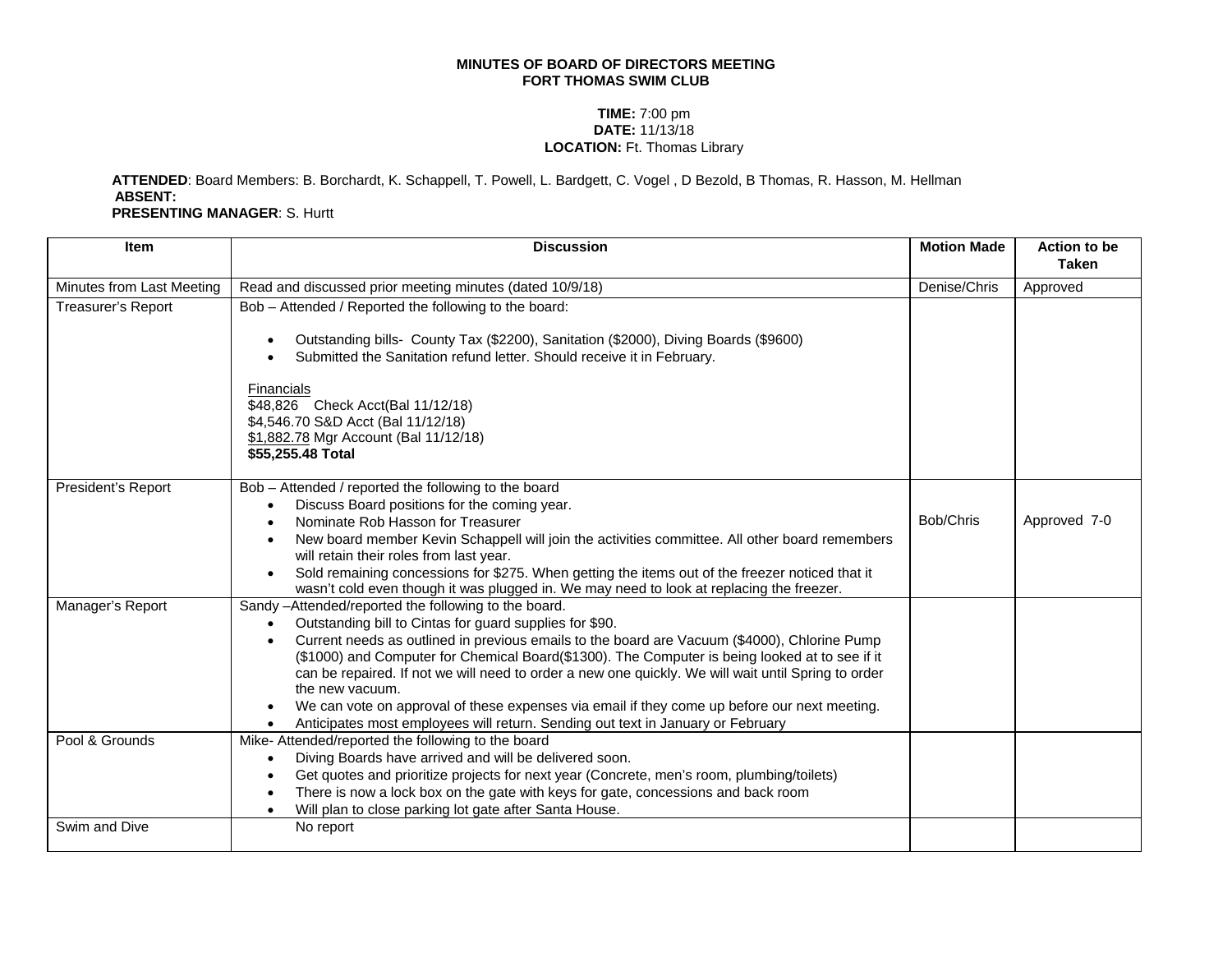**MINUTES OF BOARD OF DIRECTORS MEETING**
**FORT THOMAS SWIM CLUB**

**TIME:** 7:00 pm
**DATE:** 11/13/18
**LOCATION:** Ft. Thomas Library

**ATTENDED**: Board Members: B. Borchardt, K. Schappell, T. Powell, L. Bardgett, C. Vogel , D Bezold, B Thomas, R. Hasson, M. Hellman
**ABSENT:**
**PRESENTING MANAGER**: S. Hurtt

| Item | Discussion | Motion Made | Action to be Taken |
|---|---|---|---|
| Minutes from Last Meeting | Read and discussed prior meeting minutes (dated 10/9/18) | Denise/Chris | Approved |
| Treasurer's Report | Bob – Attended / Reported the following to the board:<br>• Outstanding bills- County Tax ($2200), Sanitation ($2000), Diving Boards ($9600)<br>• Submitted the Sanitation refund letter. Should receive it in February.<br><br>Financials<br>$48,826 Check Acct(Bal 11/12/18)<br>$4,546.70 S&D Acct (Bal 11/12/18)<br>$1,882.78 Mgr Account (Bal 11/12/18)<br>**$55,255.48 Total** | | |
| President's Report | Bob – Attended / reported the following to the board<br>• Discuss Board positions for the coming year.<br>• Nominate Rob Hasson for Treasurer<br>• New board member Kevin Schappell will join the activities committee. All other board remembers will retain their roles from last year.<br>• Sold remaining concessions for $275. When getting the items out of the freezer noticed that it wasn't cold even though it was plugged in. We may need to look at replacing the freezer. | Bob/Chris | Approved 7-0 |
| Manager's Report | Sandy –Attended/reported the following to the board.<br>• Outstanding bill to Cintas for guard supplies for $90.<br>• Current needs as outlined in previous emails to the board are Vacuum ($4000), Chlorine Pump ($1000) and Computer for Chemical Board($1300). The Computer is being looked at to see if it can be repaired. If not we will need to order a new one quickly. We will wait until Spring to order the new vacuum.<br>• We can vote on approval of these expenses via email if they come up before our next meeting.<br>• Anticipates most employees will return. Sending out text in January or February | | |
| Pool & Grounds | Mike- Attended/reported the following to the board<br>• Diving Boards have arrived and will be delivered soon.<br>• Get quotes and prioritize projects for next year (Concrete, men's room, plumbing/toilets)<br>• There is now a lock box on the gate with keys for gate, concessions and back room<br>• Will plan to close parking lot gate after Santa House. | | |
| Swim and Dive | No report | | |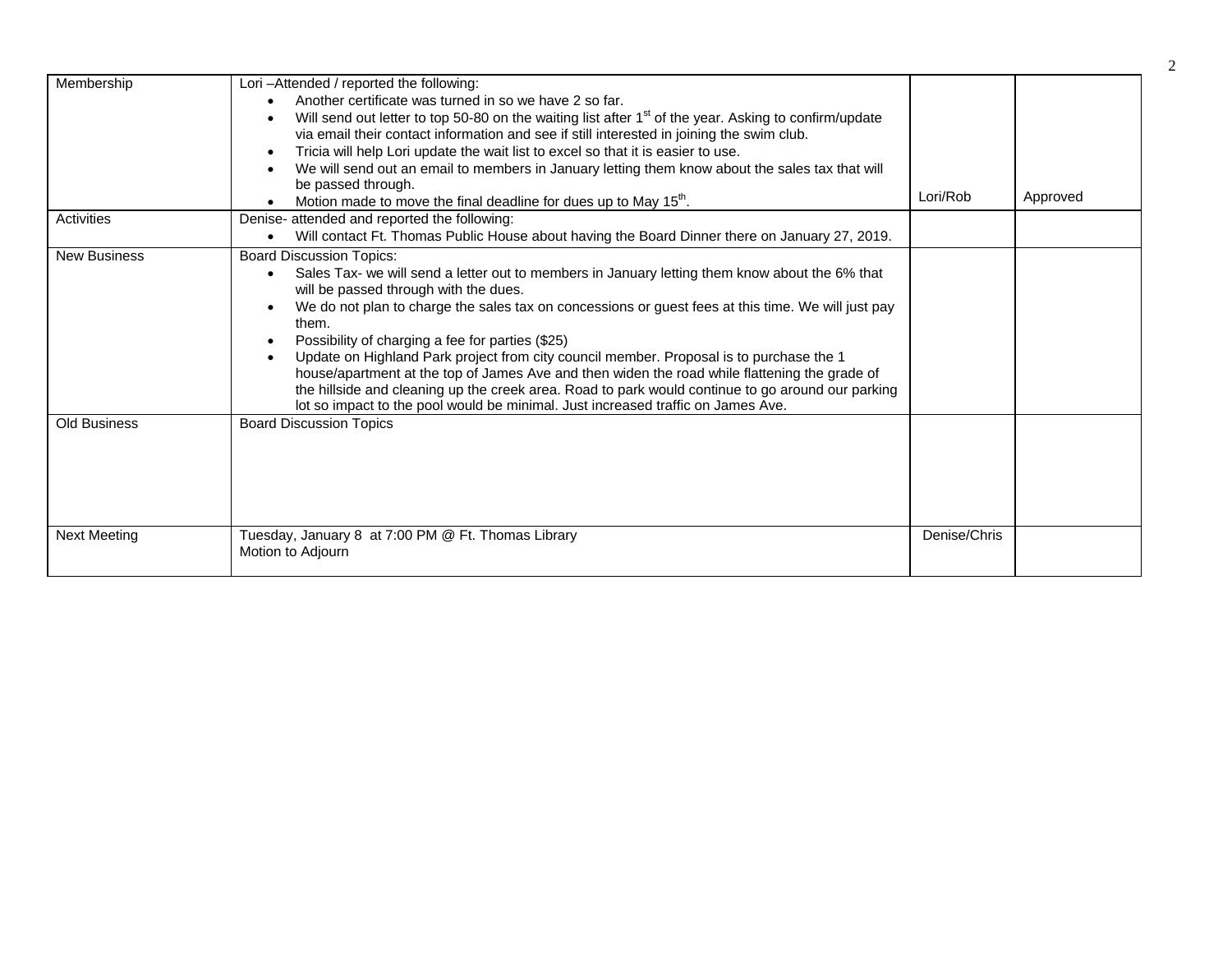| | | | |
|---|---|---|---|
| Membership | Lori –Attended / reported the following:<br>• Another certificate was turned in so we have 2 so far.<br>• Will send out letter to top 50-80 on the waiting list after 1st of the year. Asking to confirm/update via email their contact information and see if still interested in joining the swim club.<br>• Tricia will help Lori update the wait list to excel so that it is easier to use.<br>• We will send out an email to members in January letting them know about the sales tax that will be passed through.<br>• Motion made to move the final deadline for dues up to May 15th. | Lori/Rob | Approved |
| Activities | Denise- attended and reported the following:<br>• Will contact Ft. Thomas Public House about having the Board Dinner there on January 27, 2019. | | |
| New Business | Board Discussion Topics:<br>• Sales Tax- we will send a letter out to members in January letting them know about the 6% that will be passed through with the dues.<br>• We do not plan to charge the sales tax on concessions or guest fees at this time. We will just pay them.<br>• Possibility of charging a fee for parties ($25)<br>• Update on Highland Park project from city council member. Proposal is to purchase the 1 house/apartment at the top of James Ave and then widen the road while flattening the grade of the hillside and cleaning up the creek area. Road to park would continue to go around our parking lot so impact to the pool would be minimal. Just increased traffic on James Ave. | | |
| Old Business | Board Discussion Topics | | |
| Next Meeting | Tuesday, January 8 at 7:00 PM @ Ft. Thomas Library<br>Motion to Adjourn | Denise/Chris | |